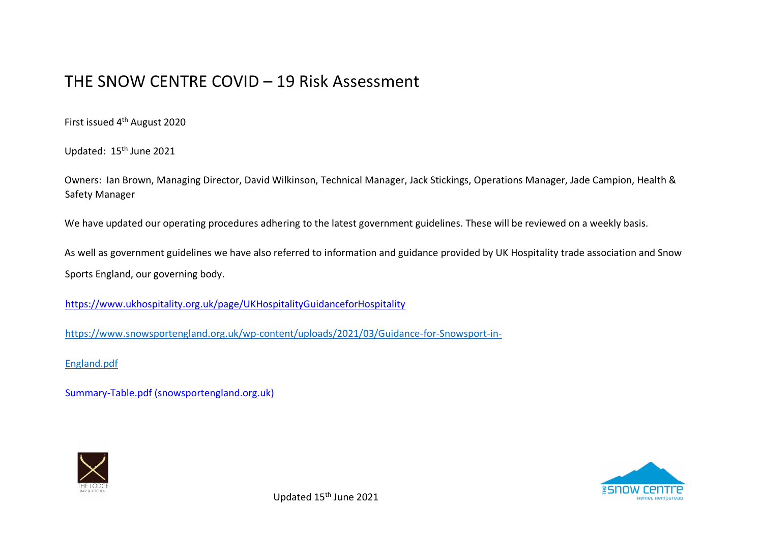# THE SNOW CENTRE COVID – 19 Risk Assessment

First issued 4th August 2020

Updated: 15th June 2021

Owners: Ian Brown, Managing Director, David Wilkinson, Technical Manager, Jack Stickings, Operations Manager, Jade Campion, Health & Safety Manager

We have updated our operating procedures adhering to the latest government guidelines. These will be reviewed on a weekly basis.

As well as government guidelines we have also referred to information and guidance provided by UK Hospitality trade association and Snow Sports England, our governing body.

https://www.ukhospitality.org.uk/page/UKHospitalityGuidanceforHospitality

https://www.snowsportengland.org.uk/wp-content/uploads/2021/03/Guidance-for-Snowsport-in-England.pdf

Summary-Table.pdf (snowsportengland.org.uk)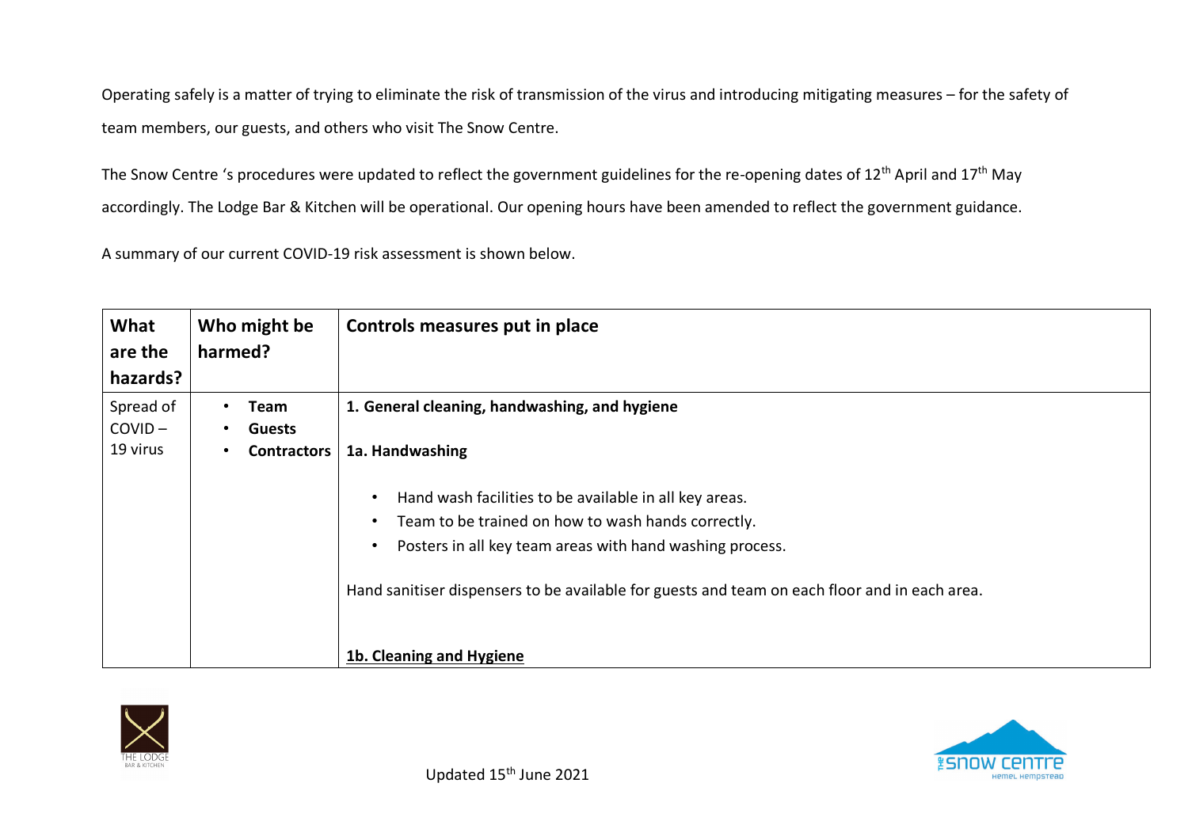Operating safely is a matter of trying to eliminate the risk of transmission of the virus and introducing mitigating measures – for the safety of team members, our guests, and others who visit The Snow Centre.

The Snow Centre 's procedures were updated to reflect the government guidelines for the re-opening dates of 12th April and 17th May accordingly. The Lodge Bar & Kitchen will be operational. Our opening hours have been amended to reflect the government guidance.

A summary of our current COVID-19 risk assessment is shown below.

| What are the hazards? | Who might be harmed? | Controls measures put in place |
|---|---|---|
| Spread of COVID – 19 virus | • **Team**<br>• **Guests**<br>• **Contractors** | **1. General cleaning, handwashing, and hygiene**<br><br>**1a. Handwashing**<br><br>• Hand wash facilities to be available in all key areas.<br>• Team to be trained on how to wash hands correctly.<br>• Posters in all key team areas with hand washing process.<br><br>Hand sanitiser dispensers to be available for guests and team on each floor and in each area.<br><br>**<u>1b. Cleaning and Hygiene</u>** |

Updated 15th June 2021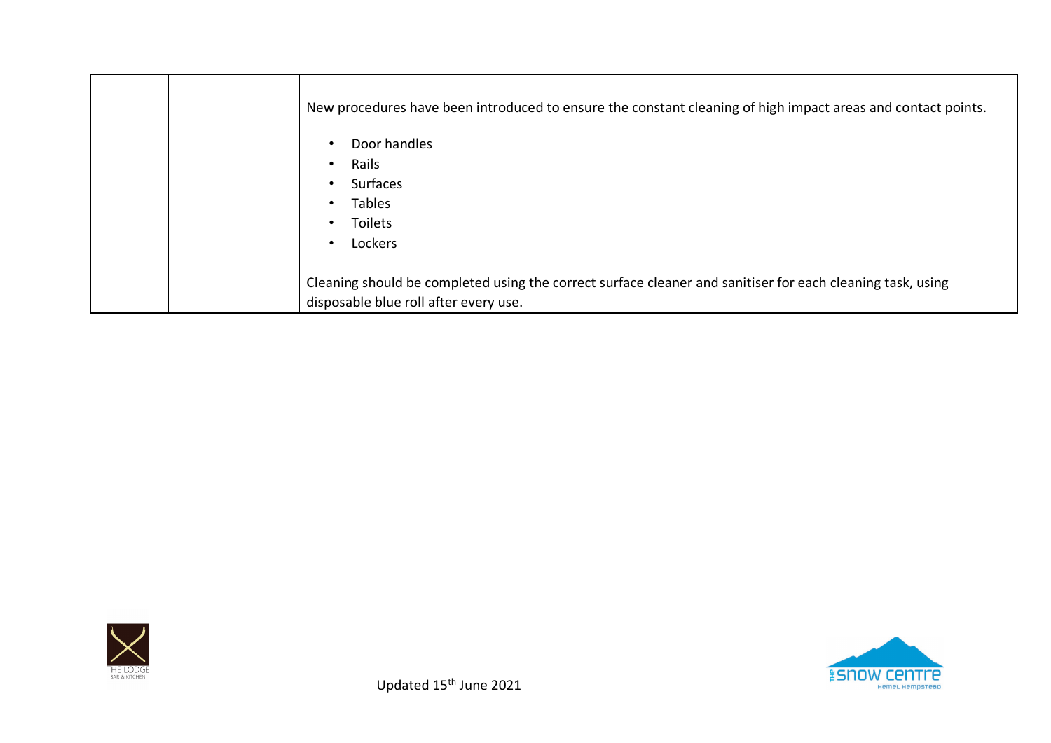| | | |
|---|---|---|
| | | New procedures have been introduced to ensure the constant cleaning of high impact areas and contact points.<br><br>• Door handles<br>• Rails<br>• Surfaces<br>• Tables<br>• Toilets<br>• Lockers<br><br>Cleaning should be completed using the correct surface cleaner and sanitiser for each cleaning task, using disposable blue roll after every use. |

Updated 15th June 2021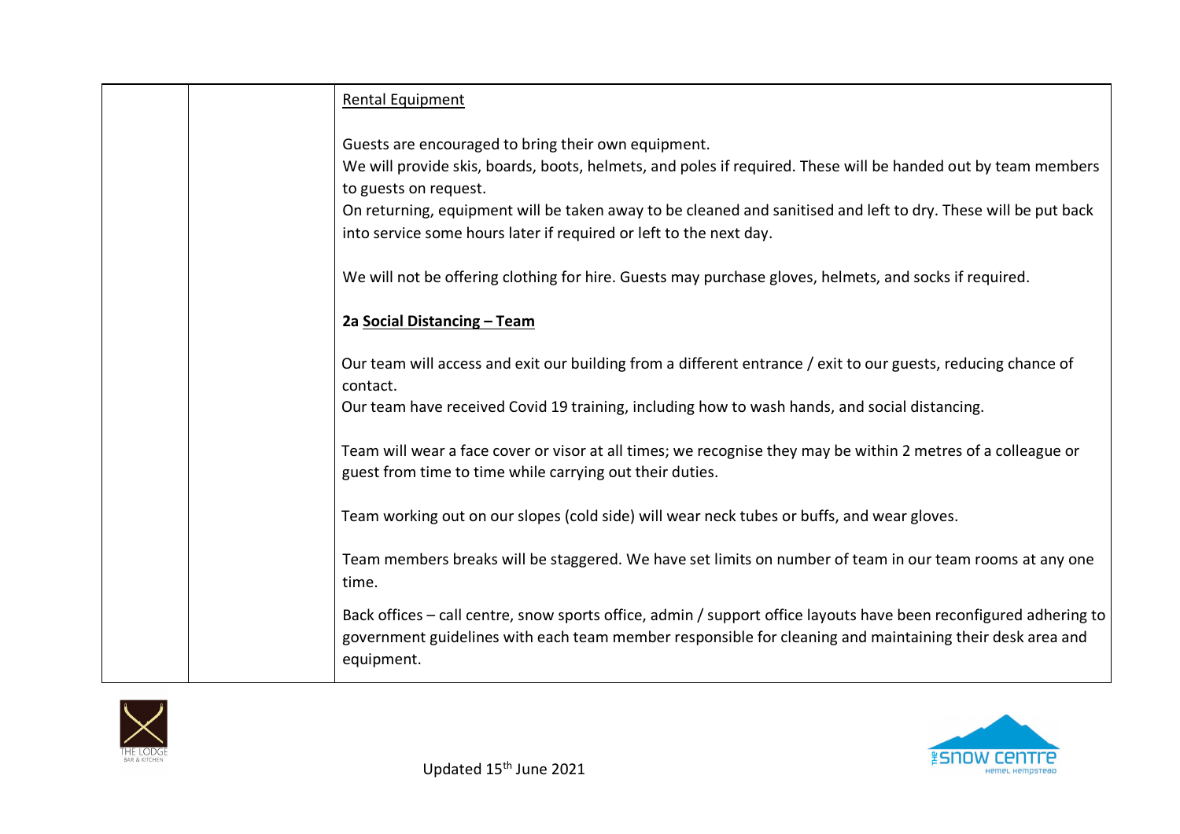| | | Rental Equipment<br><br>Guests are encouraged to bring their own equipment.<br>We will provide skis, boards, boots, helmets, and poles if required. These will be handed out by team members to guests on request.<br>On returning, equipment will be taken away to be cleaned and sanitised and left to dry. These will be put back into service some hours later if required or left to the next day.<br><br>We will not be offering clothing for hire. Guests may purchase gloves, helmets, and socks if required.<br><br>**2a Social Distancing – Team**<br><br>Our team will access and exit our building from a different entrance / exit to our guests, reducing chance of contact.<br>Our team have received Covid 19 training, including how to wash hands, and social distancing.<br><br>Team will wear a face cover or visor at all times; we recognise they may be within 2 metres of a colleague or guest from time to time while carrying out their duties.<br><br>Team working out on our slopes (cold side) will wear neck tubes or buffs, and wear gloves.<br><br>Team members breaks will be staggered. We have set limits on number of team in our team rooms at any one time.<br><br>Back offices – call centre, snow sports office, admin / support office layouts have been reconfigured adhering to government guidelines with each team member responsible for cleaning and maintaining their desk area and equipment. |
|---|---|---|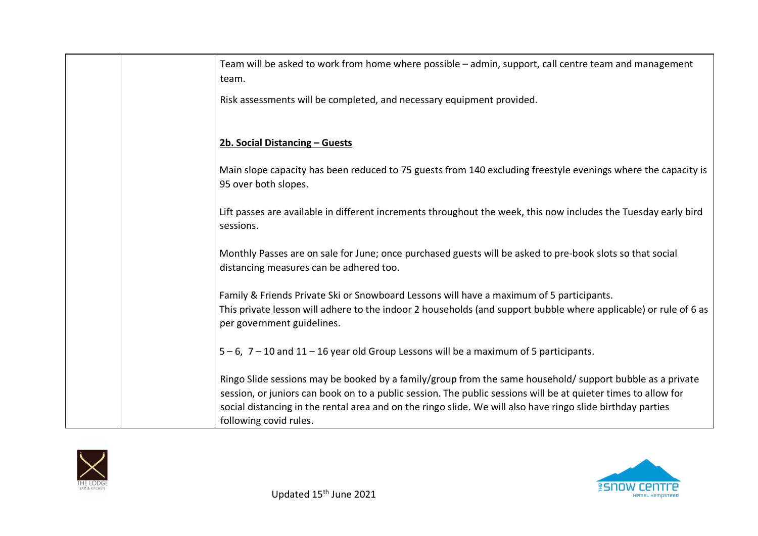| | | |
|---|---|---|
| | | Team will be asked to work from home where possible – admin, support, call centre team and management team.<br><br>Risk assessments will be completed, and necessary equipment provided.<br><br>**2b. Social Distancing – Guests**<br><br>Main slope capacity has been reduced to 75 guests from 140 excluding freestyle evenings where the capacity is 95 over both slopes.<br><br>Lift passes are available in different increments throughout the week, this now includes the Tuesday early bird sessions.<br><br>Monthly Passes are on sale for June; once purchased guests will be asked to pre-book slots so that social distancing measures can be adhered too.<br><br>Family & Friends Private Ski or Snowboard Lessons will have a maximum of 5 participants.<br>This private lesson will adhere to the indoor 2 households (and support bubble where applicable) or rule of 6 as per government guidelines.<br><br>5 – 6, 7 – 10 and 11 – 16 year old Group Lessons will be a maximum of 5 participants.<br><br>Ringo Slide sessions may be booked by a family/group from the same household/ support bubble as a private session, or juniors can book on to a public session. The public sessions will be at quieter times to allow for social distancing in the rental area and on the ringo slide. We will also have ringo slide birthday parties following covid rules. |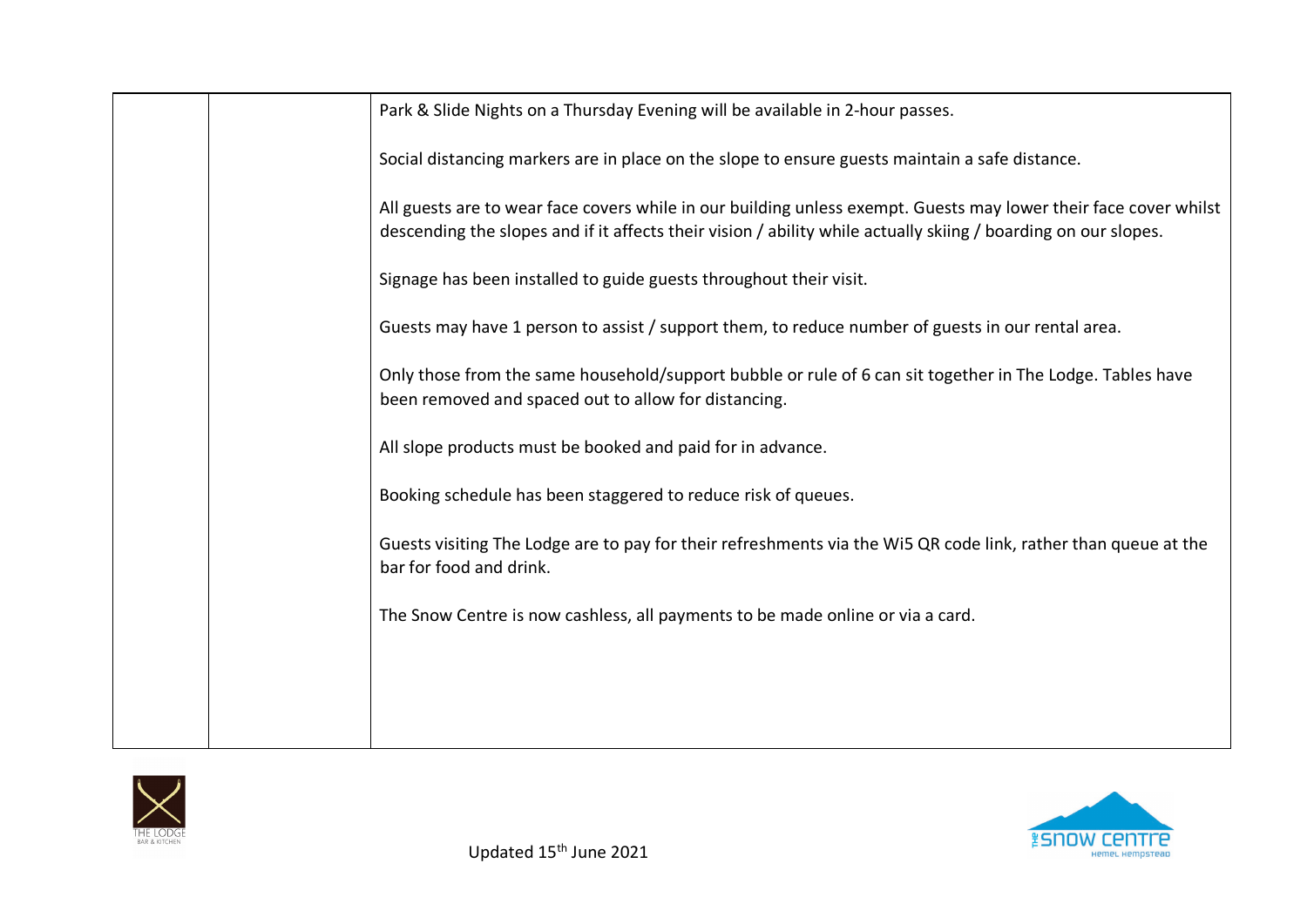| | | |
|---|---|---|
| | | Park & Slide Nights on a Thursday Evening will be available in 2-hour passes.<br><br>Social distancing markers are in place on the slope to ensure guests maintain a safe distance.<br><br>All guests are to wear face covers while in our building unless exempt. Guests may lower their face cover whilst descending the slopes and if it affects their vision / ability while actually skiing / boarding on our slopes.<br><br>Signage has been installed to guide guests throughout their visit.<br><br>Guests may have 1 person to assist / support them, to reduce number of guests in our rental area.<br><br>Only those from the same household/support bubble or rule of 6 can sit together in The Lodge. Tables have been removed and spaced out to allow for distancing.<br><br>All slope products must be booked and paid for in advance.<br><br>Booking schedule has been staggered to reduce risk of queues.<br><br>Guests visiting The Lodge are to pay for their refreshments via the Wi5 QR code link, rather than queue at the bar for food and drink.<br><br>The Snow Centre is now cashless, all payments to be made online or via a card. |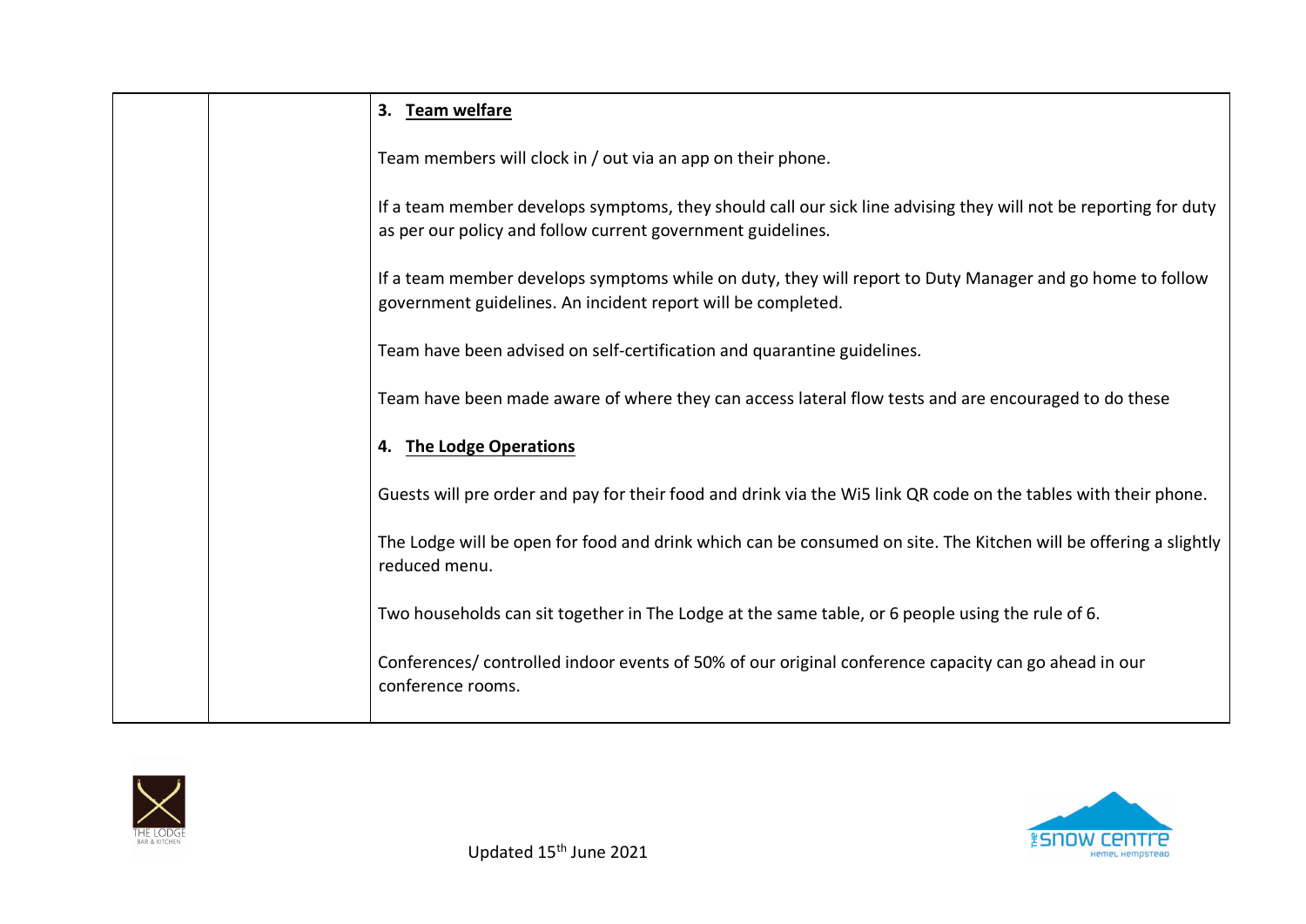| | | **3. Team welfare**<br><br>Team members will clock in / out via an app on their phone.<br><br>If a team member develops symptoms, they should call our sick line advising they will not be reporting for duty as per our policy and follow current government guidelines.<br><br>If a team member develops symptoms while on duty, they will report to Duty Manager and go home to follow government guidelines. An incident report will be completed.<br><br>Team have been advised on self-certification and quarantine guidelines.<br><br>Team have been made aware of where they can access lateral flow tests and are encouraged to do these<br><br>**4. The Lodge Operations**<br><br>Guests will pre order and pay for their food and drink via the Wi5 link QR code on the tables with their phone.<br><br>The Lodge will be open for food and drink which can be consumed on site. The Kitchen will be offering a slightly reduced menu.<br><br>Two households can sit together in The Lodge at the same table, or 6 people using the rule of 6.<br><br>Conferences/ controlled indoor events of 50% of our original conference capacity can go ahead in our conference rooms. |
|---|---|---|

Updated 15th June 2021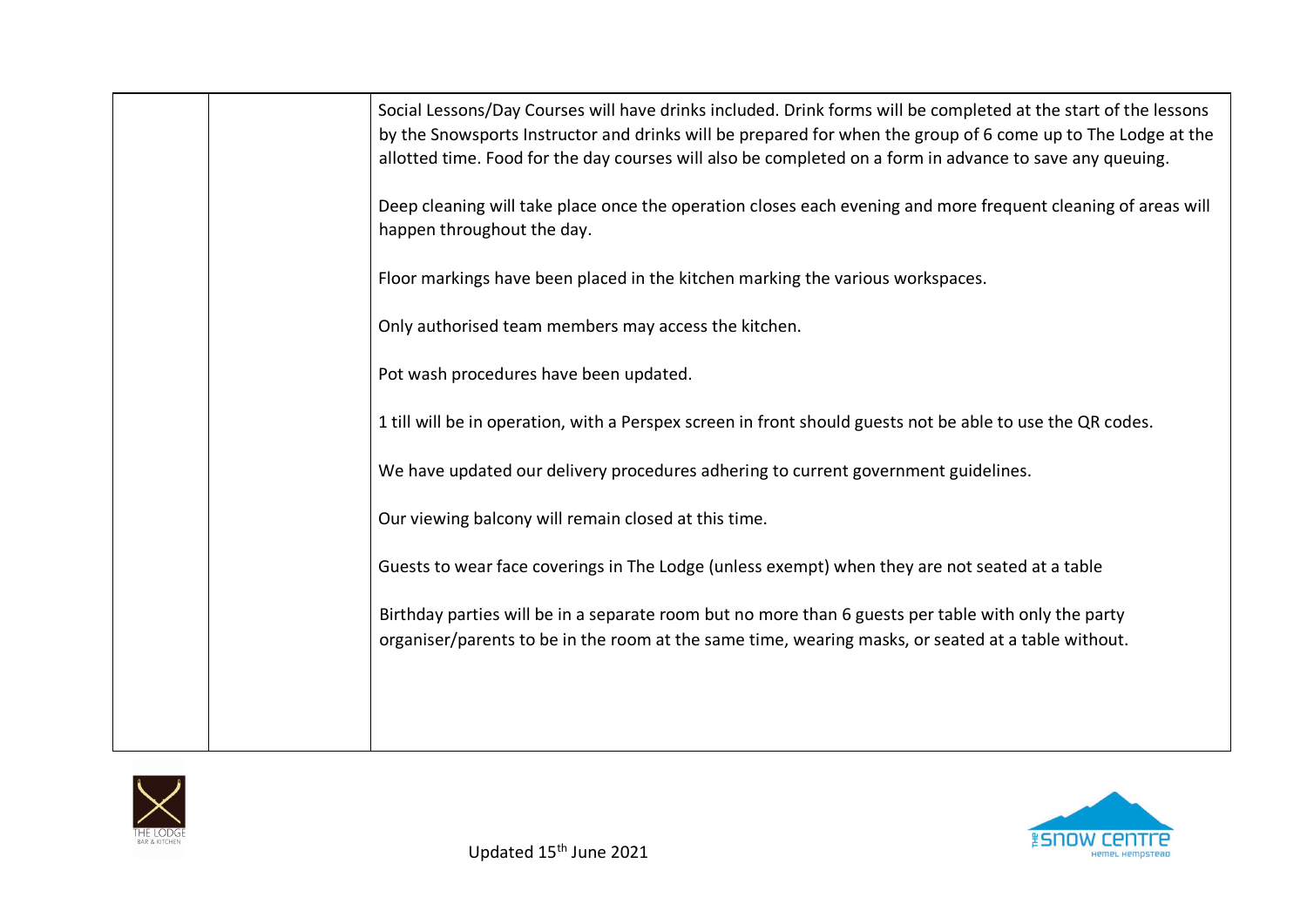| | | |
|---|---|---|
| | | Social Lessons/Day Courses will have drinks included. Drink forms will be completed at the start of the lessons by the Snowsports Instructor and drinks will be prepared for when the group of 6 come up to The Lodge at the allotted time. Food for the day courses will also be completed on a form in advance to save any queuing.<br><br>Deep cleaning will take place once the operation closes each evening and more frequent cleaning of areas will happen throughout the day.<br><br>Floor markings have been placed in the kitchen marking the various workspaces.<br><br>Only authorised team members may access the kitchen.<br><br>Pot wash procedures have been updated.<br><br>1 till will be in operation, with a Perspex screen in front should guests not be able to use the QR codes.<br><br>We have updated our delivery procedures adhering to current government guidelines.<br><br>Our viewing balcony will remain closed at this time.<br><br>Guests to wear face coverings in The Lodge (unless exempt) when they are not seated at a table<br><br>Birthday parties will be in a separate room but no more than 6 guests per table with only the party organiser/parents to be in the room at the same time, wearing masks, or seated at a table without. |

Updated 15th June 2021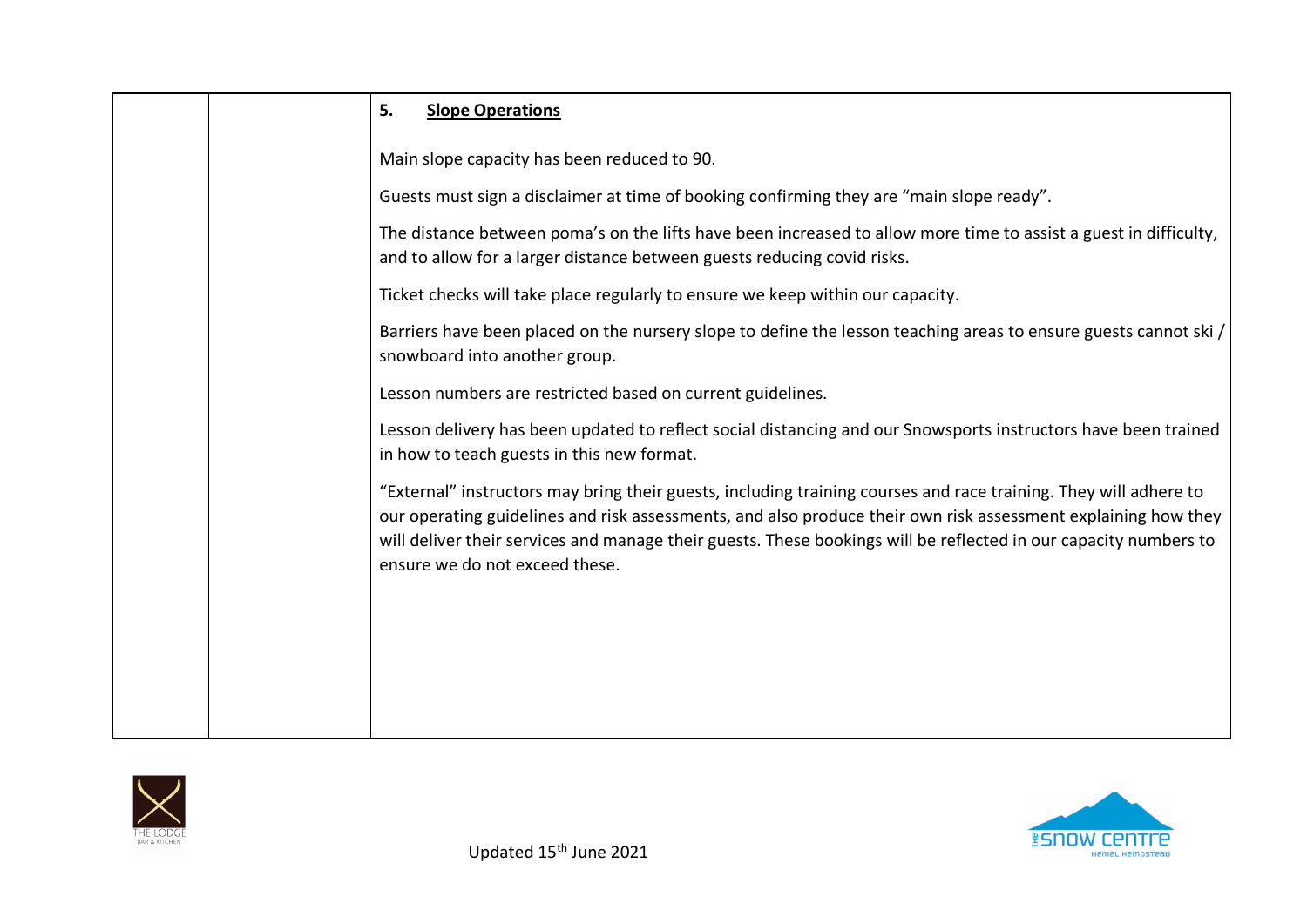| | | **5. Slope Operations**<br><br>Main slope capacity has been reduced to 90.<br><br>Guests must sign a disclaimer at time of booking confirming they are "main slope ready".<br><br>The distance between poma's on the lifts have been increased to allow more time to assist a guest in difficulty, and to allow for a larger distance between guests reducing covid risks.<br><br>Ticket checks will take place regularly to ensure we keep within our capacity.<br><br>Barriers have been placed on the nursery slope to define the lesson teaching areas to ensure guests cannot ski / snowboard into another group.<br><br>Lesson numbers are restricted based on current guidelines.<br><br>Lesson delivery has been updated to reflect social distancing and our Snowsports instructors have been trained in how to teach guests in this new format.<br><br>"External" instructors may bring their guests, including training courses and race training. They will adhere to our operating guidelines and risk assessments, and also produce their own risk assessment explaining how they will deliver their services and manage their guests. These bookings will be reflected in our capacity numbers to ensure we do not exceed these. |
|---|---|---|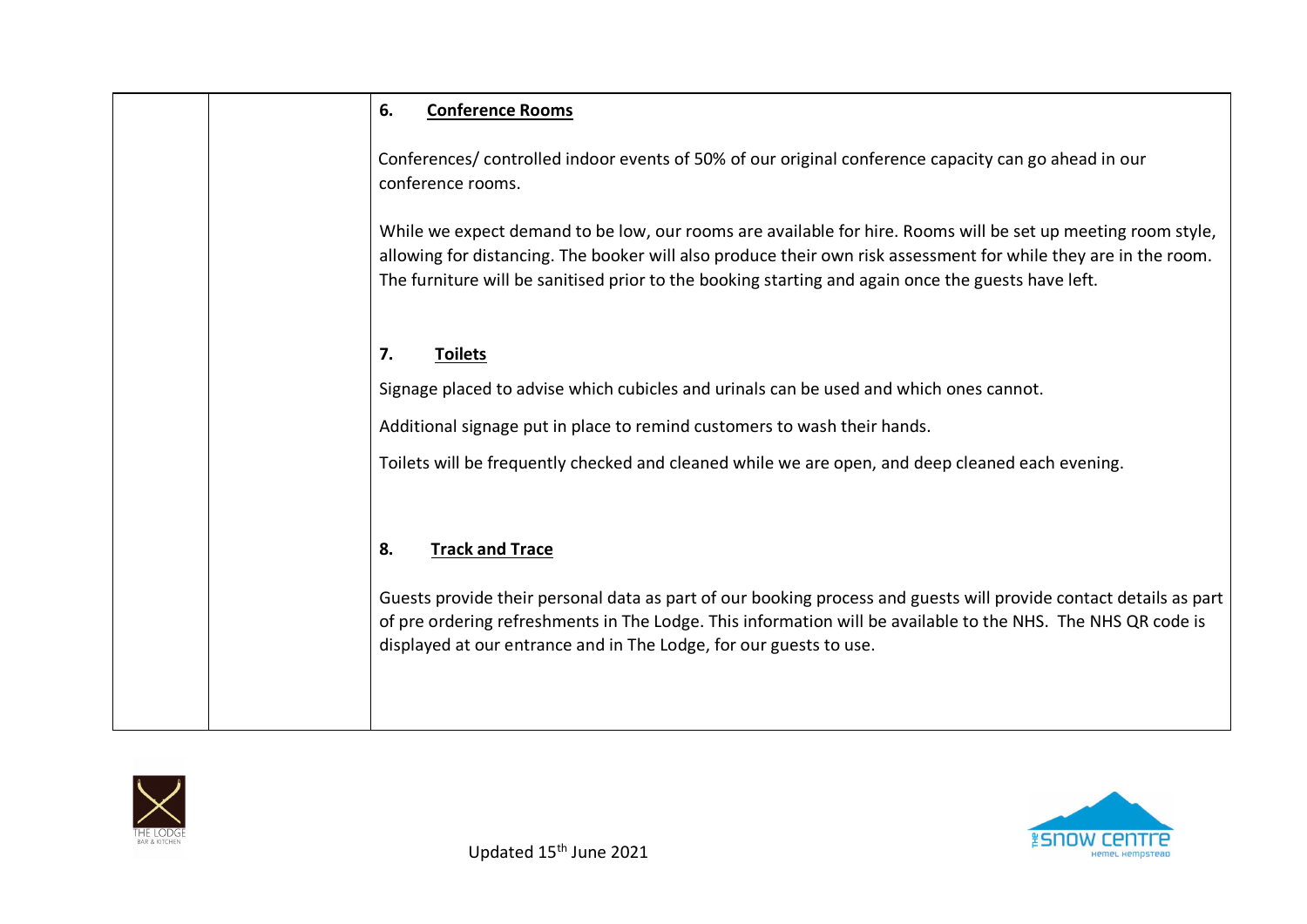| | | **6. Conference Rooms**<br><br>Conferences/ controlled indoor events of 50% of our original conference capacity can go ahead in our conference rooms.<br><br>While we expect demand to be low, our rooms are available for hire. Rooms will be set up meeting room style, allowing for distancing. The booker will also produce their own risk assessment for while they are in the room. The furniture will be sanitised prior to the booking starting and again once the guests have left.<br><br>**7. Toilets**<br><br>Signage placed to advise which cubicles and urinals can be used and which ones cannot.<br><br>Additional signage put in place to remind customers to wash their hands.<br><br>Toilets will be frequently checked and cleaned while we are open, and deep cleaned each evening.<br><br>**8. Track and Trace**<br><br>Guests provide their personal data as part of our booking process and guests will provide contact details as part of pre ordering refreshments in The Lodge. This information will be available to the NHS. The NHS QR code is displayed at our entrance and in The Lodge, for our guests to use. |
|---|---|---|

Updated 15th June 2021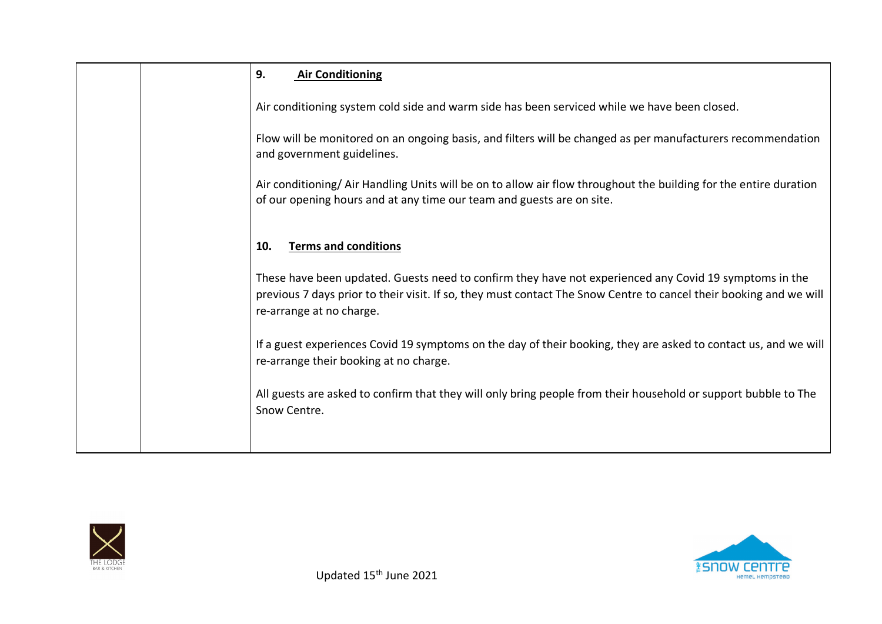| | | |
|---|---|---|
| | | **9. Air Conditioning**<br><br>Air conditioning system cold side and warm side has been serviced while we have been closed.<br><br>Flow will be monitored on an ongoing basis, and filters will be changed as per manufacturers recommendation and government guidelines.<br><br>Air conditioning/ Air Handling Units will be on to allow air flow throughout the building for the entire duration of our opening hours and at any time our team and guests are on site.<br><br>**10. Terms and conditions**<br><br>These have been updated. Guests need to confirm they have not experienced any Covid 19 symptoms in the previous 7 days prior to their visit. If so, they must contact The Snow Centre to cancel their booking and we will re-arrange at no charge.<br><br>If a guest experiences Covid 19 symptoms on the day of their booking, they are asked to contact us, and we will re-arrange their booking at no charge.<br><br>All guests are asked to confirm that they will only bring people from their household or support bubble to The Snow Centre. |

Updated 15th June 2021